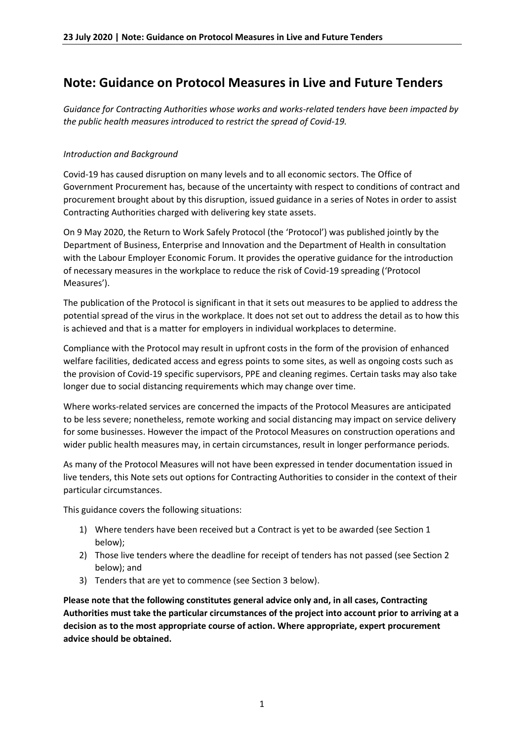# Note: Guidance on Protocol Measures in Live and Future Tenders

*Guidance for Contracting Authorities whose works and works-related tenders have been impacted by the public health measures introduced to restrict the spread of Covid-19.*

*Introduction and Background*

Covid-19 has caused disruption on many levels and to all economic sectors. The Office of Government Procurement has, because of the uncertainty with respect to conditions of contract and procurement brought about by this disruption, issued guidance in a series of Notes in order to assist Contracting Authorities charged with delivering key state assets.

On 9 May 2020, the Return to Work Safely Protocol (the 'Protocol') was published jointly by the Department of Business, Enterprise and Innovation and the Department of Health in consultation with the Labour Employer Economic Forum. It provides the operative guidance for the introduction of necessary measures in the workplace to reduce the risk of Covid-19 spreading ('Protocol Measures').

The publication of the Protocol is significant in that it sets out measures to be applied to address the potential spread of the virus in the workplace. It does not set out to address the detail as to how this is achieved and that is a matter for employers in individual workplaces to determine.

Compliance with the Protocol may result in upfront costs in the form of the provision of enhanced welfare facilities, dedicated access and egress points to some sites, as well as ongoing costs such as the provision of Covid-19 specific supervisors, PPE and cleaning regimes. Certain tasks may also take longer due to social distancing requirements which may change over time.

Where works-related services are concerned the impacts of the Protocol Measures are anticipated to be less severe; nonetheless, remote working and social distancing may impact on service delivery for some businesses. However the impact of the Protocol Measures on construction operations and wider public health measures may, in certain circumstances, result in longer performance periods.

As many of the Protocol Measures will not have been expressed in tender documentation issued in live tenders, this Note sets out options for Contracting Authorities to consider in the context of their particular circumstances.

This guidance covers the following situations:

1) Where tenders have been received but a Contract is yet to be awarded (see Section 1 below);
2) Those live tenders where the deadline for receipt of tenders has not passed (see Section 2 below); and
3) Tenders that are yet to commence (see Section 3 below).

**Please note that the following constitutes general advice only and, in all cases, Contracting Authorities must take the particular circumstances of the project into account prior to arriving at a decision as to the most appropriate course of action. Where appropriate, expert procurement advice should be obtained.**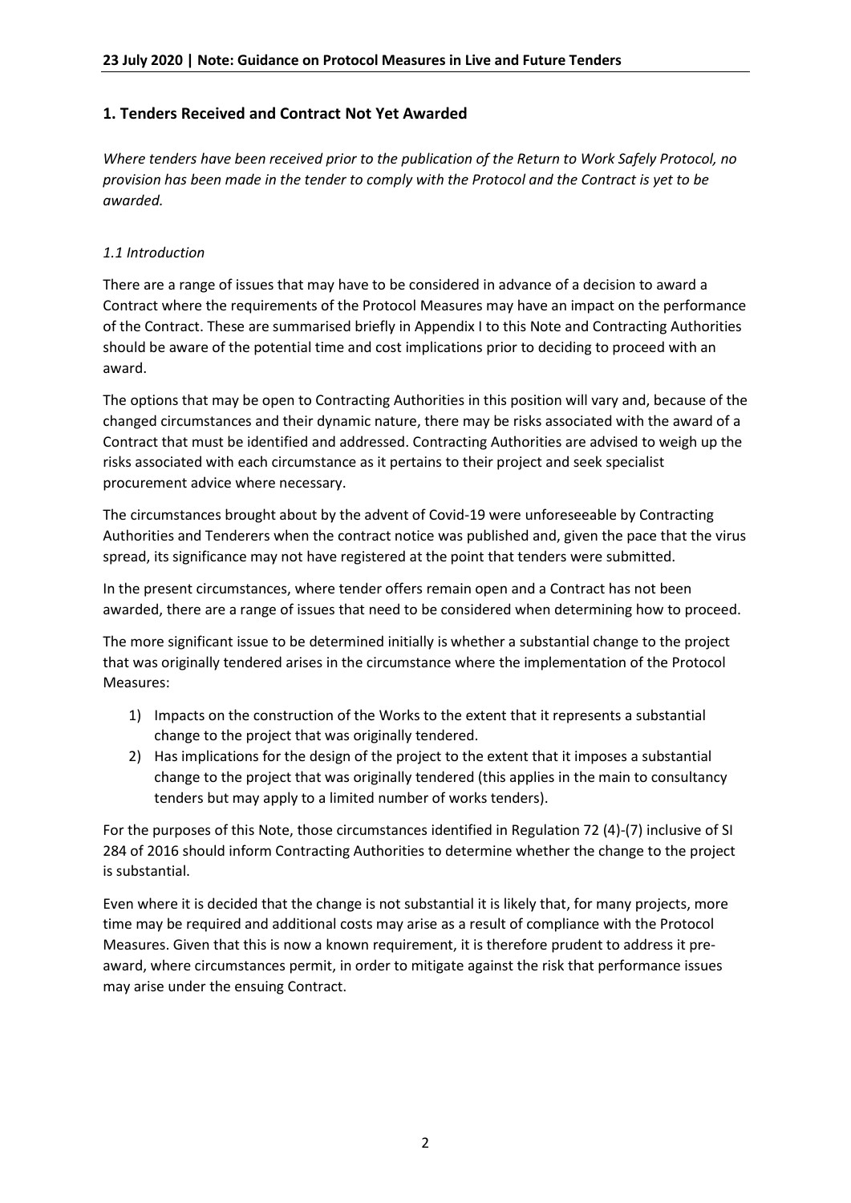## 1. Tenders Received and Contract Not Yet Awarded

*Where tenders have been received prior to the publication of the Return to Work Safely Protocol, no provision has been made in the tender to comply with the Protocol and the Contract is yet to be awarded.*

### *1.1 Introduction*

There are a range of issues that may have to be considered in advance of a decision to award a Contract where the requirements of the Protocol Measures may have an impact on the performance of the Contract. These are summarised briefly in Appendix I to this Note and Contracting Authorities should be aware of the potential time and cost implications prior to deciding to proceed with an award.

The options that may be open to Contracting Authorities in this position will vary and, because of the changed circumstances and their dynamic nature, there may be risks associated with the award of a Contract that must be identified and addressed. Contracting Authorities are advised to weigh up the risks associated with each circumstance as it pertains to their project and seek specialist procurement advice where necessary.

The circumstances brought about by the advent of Covid-19 were unforeseeable by Contracting Authorities and Tenderers when the contract notice was published and, given the pace that the virus spread, its significance may not have registered at the point that tenders were submitted.

In the present circumstances, where tender offers remain open and a Contract has not been awarded, there are a range of issues that need to be considered when determining how to proceed.

The more significant issue to be determined initially is whether a substantial change to the project that was originally tendered arises in the circumstance where the implementation of the Protocol Measures:

1) Impacts on the construction of the Works to the extent that it represents a substantial change to the project that was originally tendered.
2) Has implications for the design of the project to the extent that it imposes a substantial change to the project that was originally tendered (this applies in the main to consultancy tenders but may apply to a limited number of works tenders).

For the purposes of this Note, those circumstances identified in Regulation 72 (4)-(7) inclusive of SI 284 of 2016 should inform Contracting Authorities to determine whether the change to the project is substantial.

Even where it is decided that the change is not substantial it is likely that, for many projects, more time may be required and additional costs may arise as a result of compliance with the Protocol Measures. Given that this is now a known requirement, it is therefore prudent to address it pre-award, where circumstances permit, in order to mitigate against the risk that performance issues may arise under the ensuing Contract.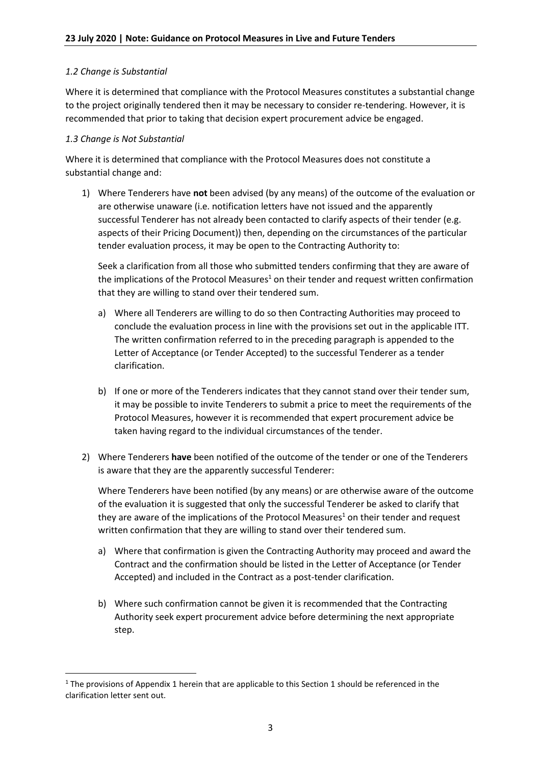*1.2 Change is Substantial*

Where it is determined that compliance with the Protocol Measures constitutes a substantial change to the project originally tendered then it may be necessary to consider re-tendering. However, it is recommended that prior to taking that decision expert procurement advice be engaged.

*1.3 Change is Not Substantial*

Where it is determined that compliance with the Protocol Measures does not constitute a substantial change and:

1) Where Tenderers have **not** been advised (by any means) of the outcome of the evaluation or are otherwise unaware (i.e. notification letters have not issued and the apparently successful Tenderer has not already been contacted to clarify aspects of their tender (e.g. aspects of their Pricing Document)) then, depending on the circumstances of the particular tender evaluation process, it may be open to the Contracting Authority to:

   Seek a clarification from all those who submitted tenders confirming that they are aware of the implications of the Protocol Measures[1] on their tender and request written confirmation that they are willing to stand over their tendered sum.

   a) Where all Tenderers are willing to do so then Contracting Authorities may proceed to conclude the evaluation process in line with the provisions set out in the applicable ITT. The written confirmation referred to in the preceding paragraph is appended to the Letter of Acceptance (or Tender Accepted) to the successful Tenderer as a tender clarification.

   b) If one or more of the Tenderers indicates that they cannot stand over their tender sum, it may be possible to invite Tenderers to submit a price to meet the requirements of the Protocol Measures, however it is recommended that expert procurement advice be taken having regard to the individual circumstances of the tender.

2) Where Tenderers **have** been notified of the outcome of the tender or one of the Tenderers is aware that they are the apparently successful Tenderer:

   Where Tenderers have been notified (by any means) or are otherwise aware of the outcome of the evaluation it is suggested that only the successful Tenderer be asked to clarify that they are aware of the implications of the Protocol Measures[1] on their tender and request written confirmation that they are willing to stand over their tendered sum.

   a) Where that confirmation is given the Contracting Authority may proceed and award the Contract and the confirmation should be listed in the Letter of Acceptance (or Tender Accepted) and included in the Contract as a post-tender clarification.

   b) Where such confirmation cannot be given it is recommended that the Contracting Authority seek expert procurement advice before determining the next appropriate step.

[1] The provisions of Appendix 1 herein that are applicable to this Section 1 should be referenced in the clarification letter sent out.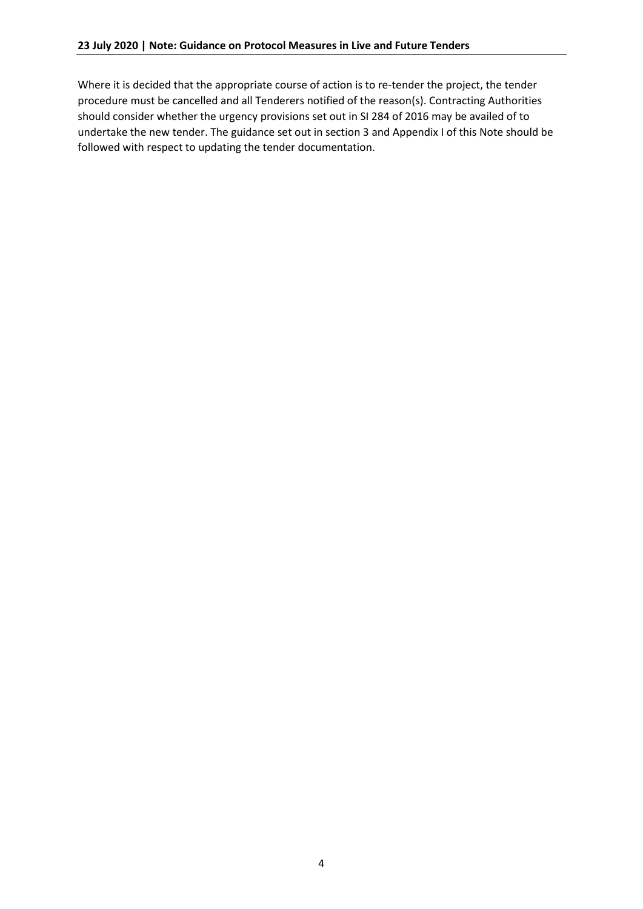Where it is decided that the appropriate course of action is to re-tender the project, the tender procedure must be cancelled and all Tenderers notified of the reason(s). Contracting Authorities should consider whether the urgency provisions set out in SI 284 of 2016 may be availed of to undertake the new tender. The guidance set out in section 3 and Appendix I of this Note should be followed with respect to updating the tender documentation.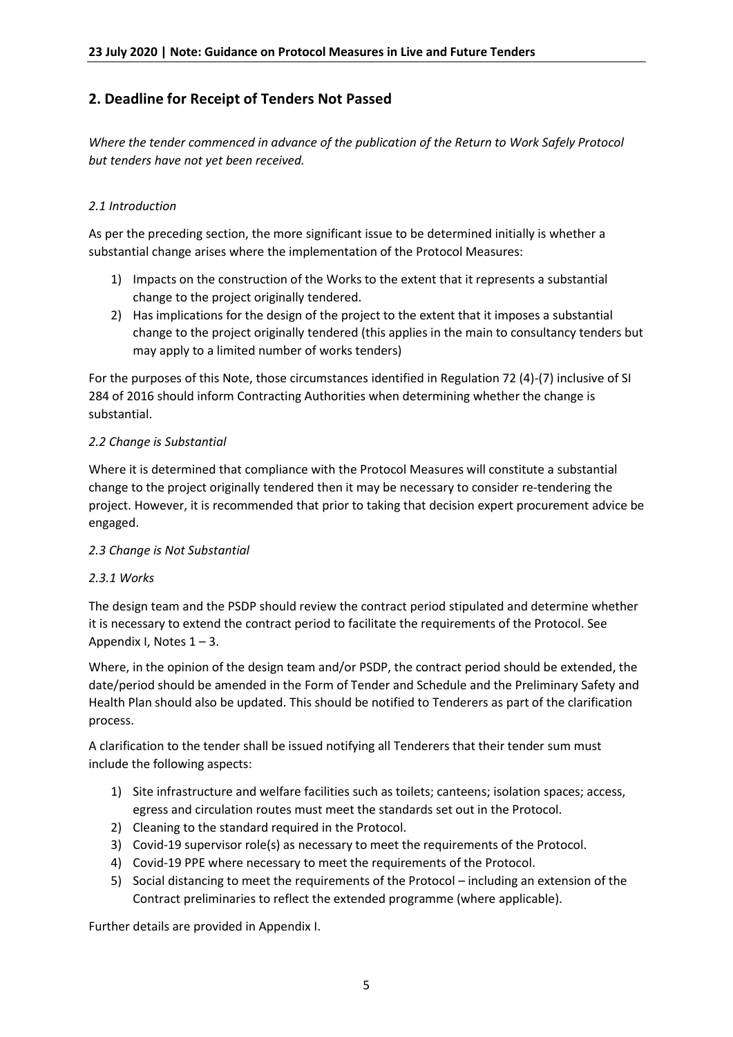## 2. Deadline for Receipt of Tenders Not Passed

*Where the tender commenced in advance of the publication of the Return to Work Safely Protocol but tenders have not yet been received.*

### *2.1 Introduction*

As per the preceding section, the more significant issue to be determined initially is whether a substantial change arises where the implementation of the Protocol Measures:

1) Impacts on the construction of the Works to the extent that it represents a substantial change to the project originally tendered.
2) Has implications for the design of the project to the extent that it imposes a substantial change to the project originally tendered (this applies in the main to consultancy tenders but may apply to a limited number of works tenders)

For the purposes of this Note, those circumstances identified in Regulation 72 (4)-(7) inclusive of SI 284 of 2016 should inform Contracting Authorities when determining whether the change is substantial.

### *2.2 Change is Substantial*

Where it is determined that compliance with the Protocol Measures will constitute a substantial change to the project originally tendered then it may be necessary to consider re-tendering the project. However, it is recommended that prior to taking that decision expert procurement advice be engaged.

### *2.3 Change is Not Substantial*

#### *2.3.1 Works*

The design team and the PSDP should review the contract period stipulated and determine whether it is necessary to extend the contract period to facilitate the requirements of the Protocol. See Appendix I, Notes 1 – 3.

Where, in the opinion of the design team and/or PSDP, the contract period should be extended, the date/period should be amended in the Form of Tender and Schedule and the Preliminary Safety and Health Plan should also be updated. This should be notified to Tenderers as part of the clarification process.

A clarification to the tender shall be issued notifying all Tenderers that their tender sum must include the following aspects:

1) Site infrastructure and welfare facilities such as toilets; canteens; isolation spaces; access, egress and circulation routes must meet the standards set out in the Protocol.
2) Cleaning to the standard required in the Protocol.
3) Covid-19 supervisor role(s) as necessary to meet the requirements of the Protocol.
4) Covid-19 PPE where necessary to meet the requirements of the Protocol.
5) Social distancing to meet the requirements of the Protocol – including an extension of the Contract preliminaries to reflect the extended programme (where applicable).

Further details are provided in Appendix I.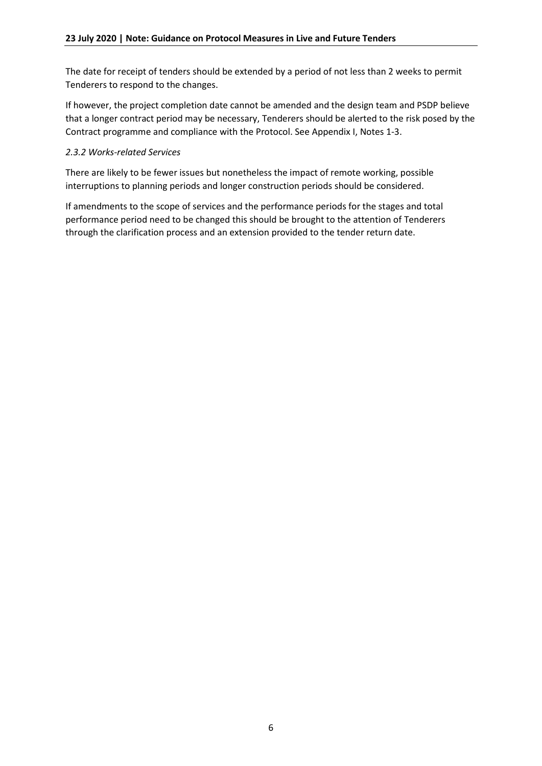The date for receipt of tenders should be extended by a period of not less than 2 weeks to permit Tenderers to respond to the changes.

If however, the project completion date cannot be amended and the design team and PSDP believe that a longer contract period may be necessary, Tenderers should be alerted to the risk posed by the Contract programme and compliance with the Protocol. See Appendix I, Notes 1-3.

#### *2.3.2 Works-related Services*

There are likely to be fewer issues but nonetheless the impact of remote working, possible interruptions to planning periods and longer construction periods should be considered.

If amendments to the scope of services and the performance periods for the stages and total performance period need to be changed this should be brought to the attention of Tenderers through the clarification process and an extension provided to the tender return date.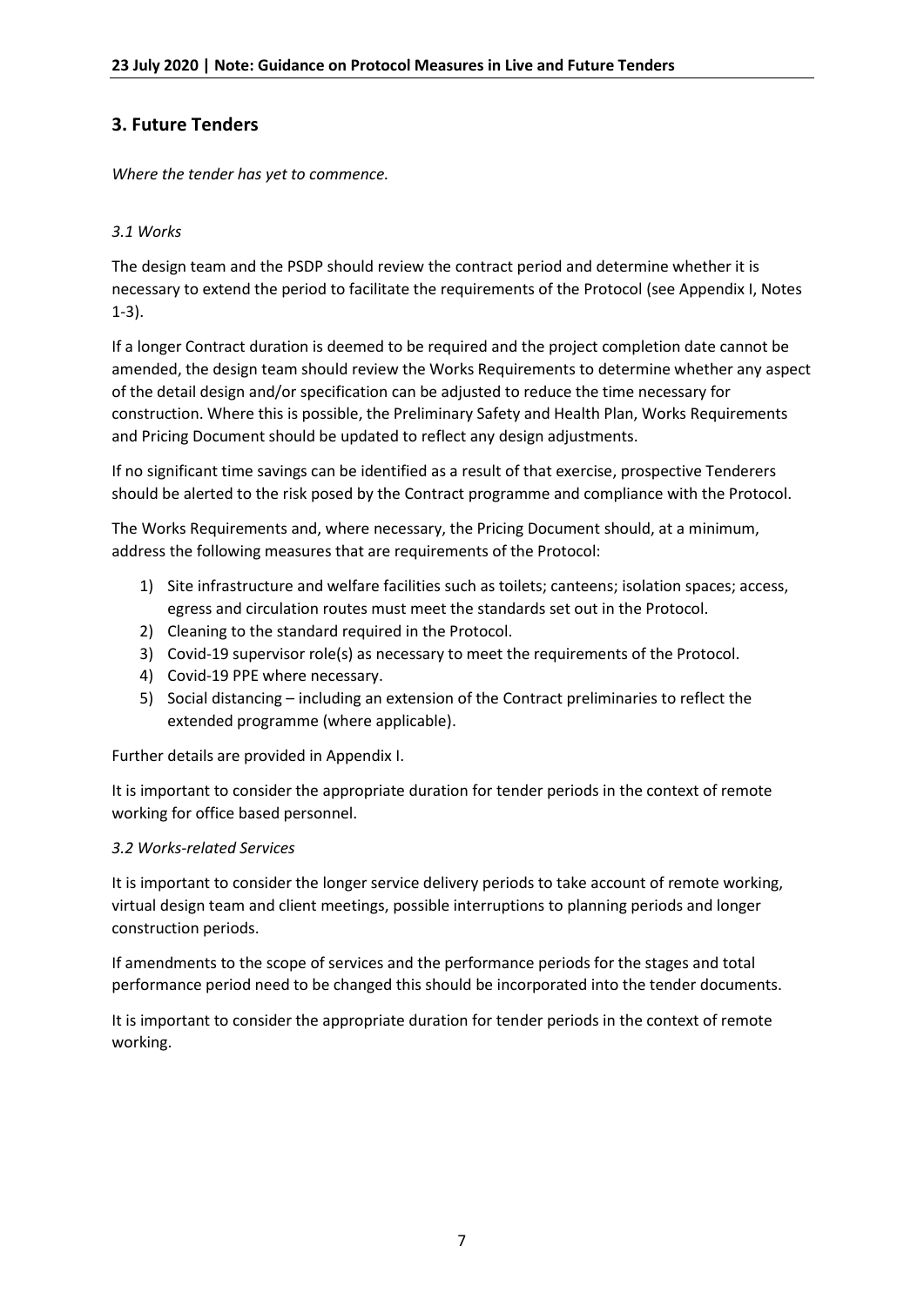## 3. Future Tenders

*Where the tender has yet to commence.*

### *3.1 Works*

The design team and the PSDP should review the contract period and determine whether it is necessary to extend the period to facilitate the requirements of the Protocol (see Appendix I, Notes 1-3).

If a longer Contract duration is deemed to be required and the project completion date cannot be amended, the design team should review the Works Requirements to determine whether any aspect of the detail design and/or specification can be adjusted to reduce the time necessary for construction. Where this is possible, the Preliminary Safety and Health Plan, Works Requirements and Pricing Document should be updated to reflect any design adjustments.

If no significant time savings can be identified as a result of that exercise, prospective Tenderers should be alerted to the risk posed by the Contract programme and compliance with the Protocol.

The Works Requirements and, where necessary, the Pricing Document should, at a minimum, address the following measures that are requirements of the Protocol:

1) Site infrastructure and welfare facilities such as toilets; canteens; isolation spaces; access, egress and circulation routes must meet the standards set out in the Protocol.
2) Cleaning to the standard required in the Protocol.
3) Covid-19 supervisor role(s) as necessary to meet the requirements of the Protocol.
4) Covid-19 PPE where necessary.
5) Social distancing – including an extension of the Contract preliminaries to reflect the extended programme (where applicable).

Further details are provided in Appendix I.

It is important to consider the appropriate duration for tender periods in the context of remote working for office based personnel.

### *3.2 Works-related Services*

It is important to consider the longer service delivery periods to take account of remote working, virtual design team and client meetings, possible interruptions to planning periods and longer construction periods.

If amendments to the scope of services and the performance periods for the stages and total performance period need to be changed this should be incorporated into the tender documents.

It is important to consider the appropriate duration for tender periods in the context of remote working.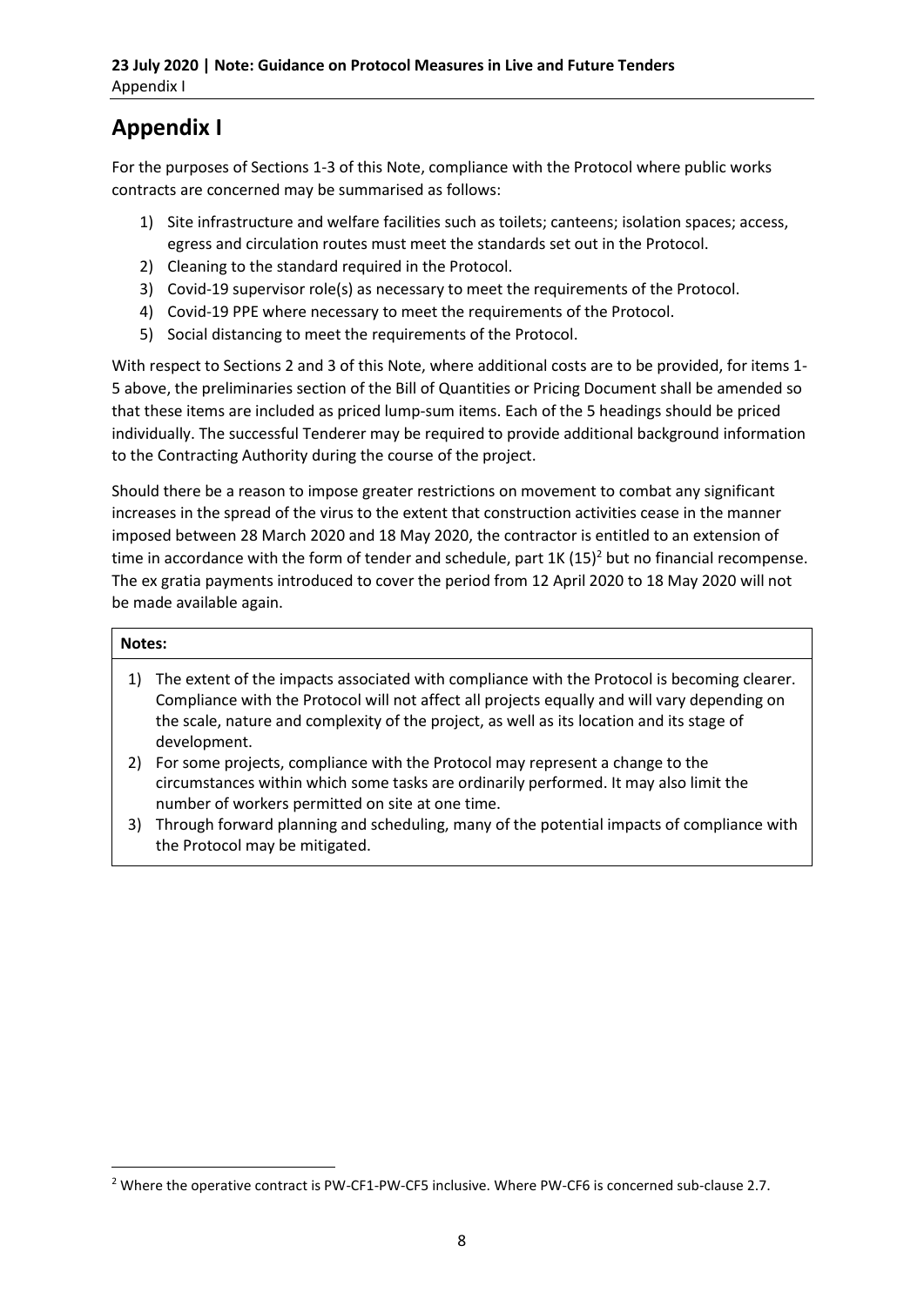# Appendix I

For the purposes of Sections 1-3 of this Note, compliance with the Protocol where public works contracts are concerned may be summarised as follows:

1) Site infrastructure and welfare facilities such as toilets; canteens; isolation spaces; access, egress and circulation routes must meet the standards set out in the Protocol.
2) Cleaning to the standard required in the Protocol.
3) Covid-19 supervisor role(s) as necessary to meet the requirements of the Protocol.
4) Covid-19 PPE where necessary to meet the requirements of the Protocol.
5) Social distancing to meet the requirements of the Protocol.

With respect to Sections 2 and 3 of this Note, where additional costs are to be provided, for items 1-5 above, the preliminaries section of the Bill of Quantities or Pricing Document shall be amended so that these items are included as priced lump-sum items. Each of the 5 headings should be priced individually. The successful Tenderer may be required to provide additional background information to the Contracting Authority during the course of the project.

Should there be a reason to impose greater restrictions on movement to combat any significant increases in the spread of the virus to the extent that construction activities cease in the manner imposed between 28 March 2020 and 18 May 2020, the contractor is entitled to an extension of time in accordance with the form of tender and schedule, part 1K (15)[2] but no financial recompense. The ex gratia payments introduced to cover the period from 12 April 2020 to 18 May 2020 will not be made available again.

**Notes:**

1) The extent of the impacts associated with compliance with the Protocol is becoming clearer. Compliance with the Protocol will not affect all projects equally and will vary depending on the scale, nature and complexity of the project, as well as its location and its stage of development.
2) For some projects, compliance with the Protocol may represent a change to the circumstances within which some tasks are ordinarily performed. It may also limit the number of workers permitted on site at one time.
3) Through forward planning and scheduling, many of the potential impacts of compliance with the Protocol may be mitigated.

[2] Where the operative contract is PW-CF1-PW-CF5 inclusive. Where PW-CF6 is concerned sub-clause 2.7.